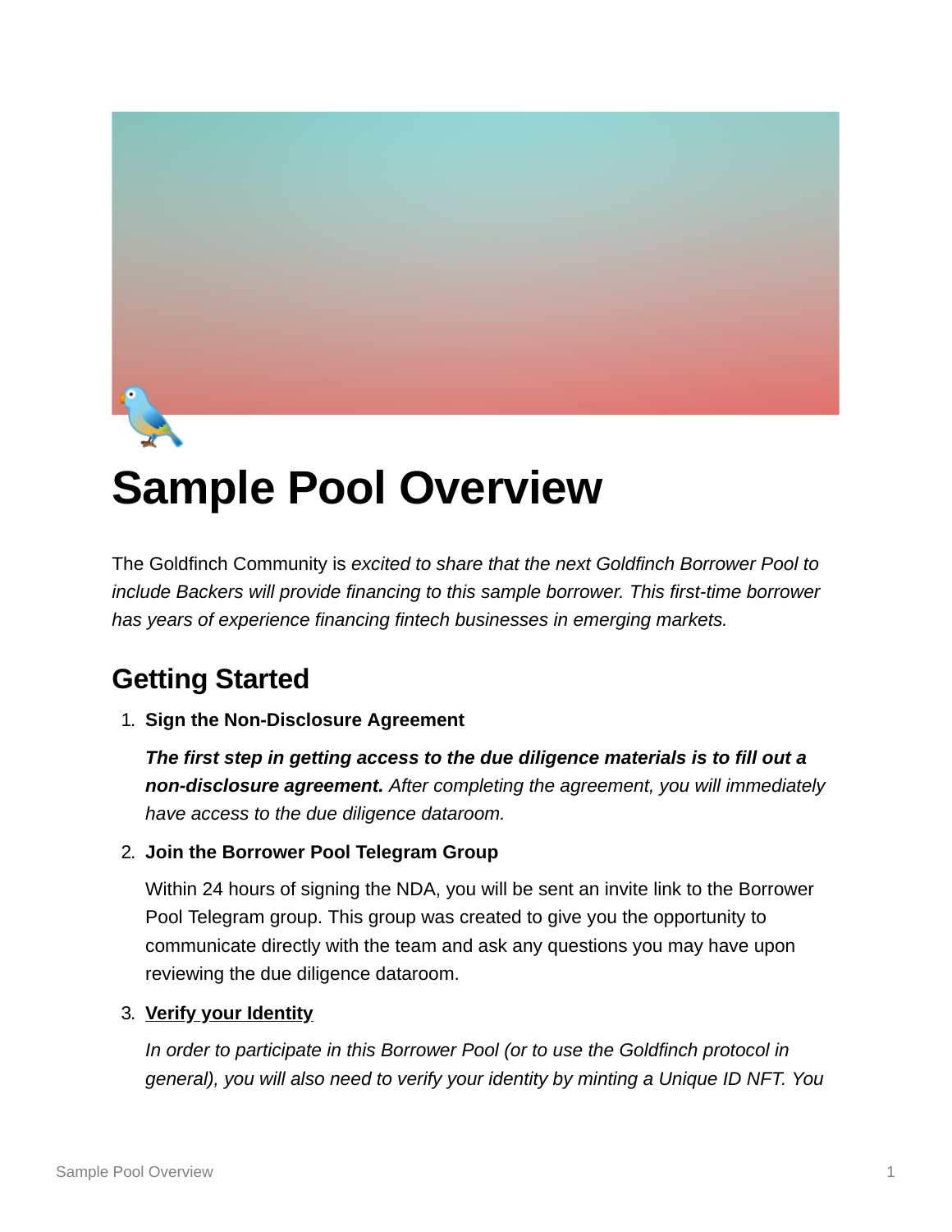# Sample Pool Overview

The Goldfinch Community is *excited to share that the next Goldfinch Borrower Pool to include Backers will provide financing to this sample borrower. This first-time borrower has years of experience financing fintech businesses in emerging markets.*

## Getting Started

1. **Sign the Non-Disclosure Agreement**

   ***The first step in getting access to the due diligence materials is to fill out a non-disclosure agreement.*** *After completing the agreement, you will immediately have access to the due diligence dataroom.*

2. **Join the Borrower Pool Telegram Group**

   Within 24 hours of signing the NDA, you will be sent an invite link to the Borrower Pool Telegram group. This group was created to give you the opportunity to communicate directly with the team and ask any questions you may have upon reviewing the due diligence dataroom.

3. **Verify your Identity**

   *In order to participate in this Borrower Pool (or to use the Goldfinch protocol in general), you will also need to verify your identity by minting a Unique ID NFT. You*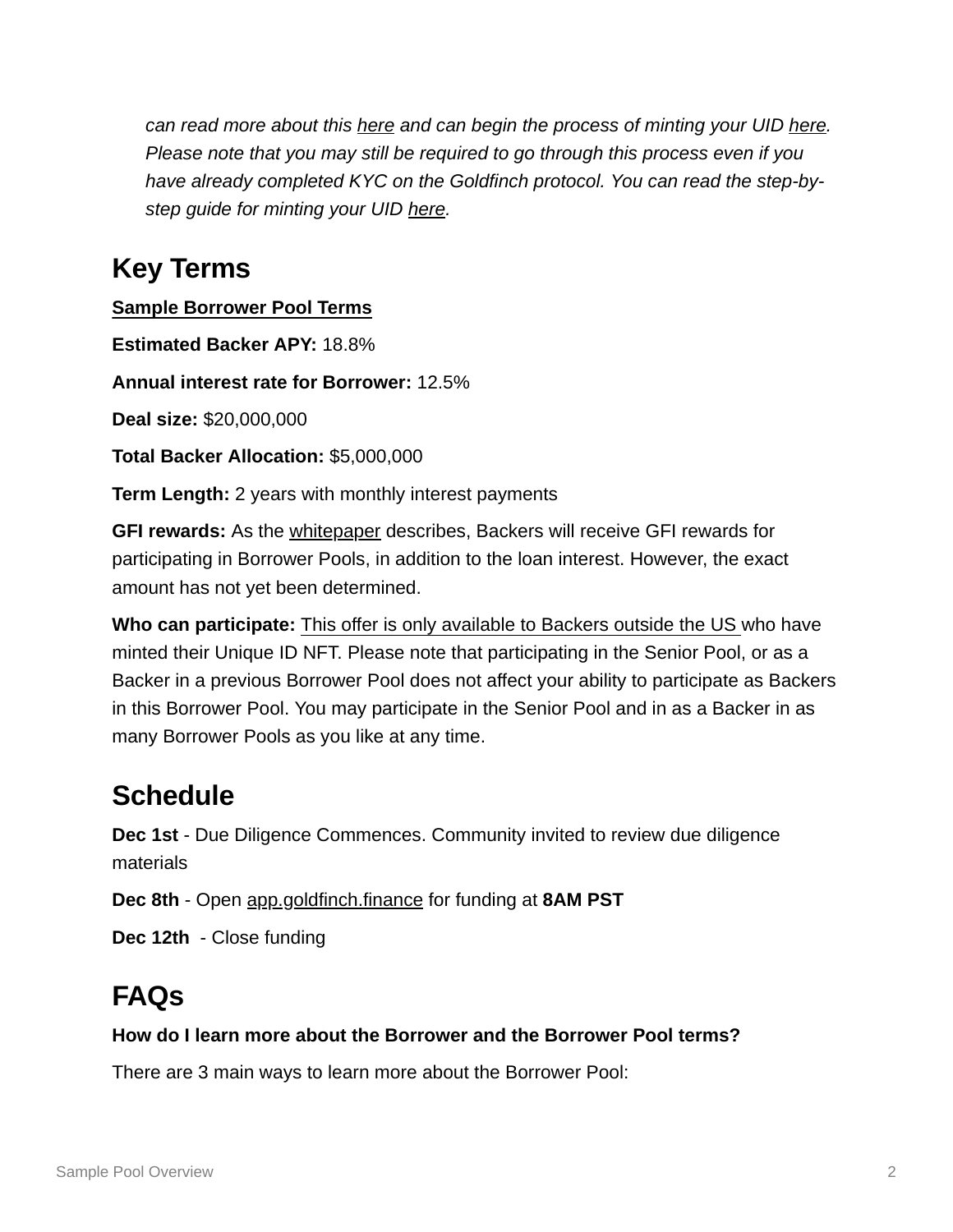*can read more about this here and can begin the process of minting your UID here. Please note that you may still be required to go through this process even if you have already completed KYC on the Goldfinch protocol. You can read the step-by-step guide for minting your UID here.*

## Key Terms

**Sample Borrower Pool Terms**

**Estimated Backer APY:** 18.8%

**Annual interest rate for Borrower:** 12.5%

**Deal size:** $20,000,000

**Total Backer Allocation:** $5,000,000

**Term Length:** 2 years with monthly interest payments

**GFI rewards:** As the whitepaper describes, Backers will receive GFI rewards for participating in Borrower Pools, in addition to the loan interest. However, the exact amount has not yet been determined.

**Who can participate:** This offer is only available to Backers outside the US who have minted their Unique ID NFT. Please note that participating in the Senior Pool, or as a Backer in a previous Borrower Pool does not affect your ability to participate as Backers in this Borrower Pool. You may participate in the Senior Pool and in as a Backer in as many Borrower Pools as you like at any time.

## Schedule

**Dec 1st** - Due Diligence Commences. Community invited to review due diligence materials

**Dec 8th** - Open app.goldfinch.finance for funding at **8AM PST**

**Dec 12th** - Close funding

## FAQs

**How do I learn more about the Borrower and the Borrower Pool terms?**

There are 3 main ways to learn more about the Borrower Pool: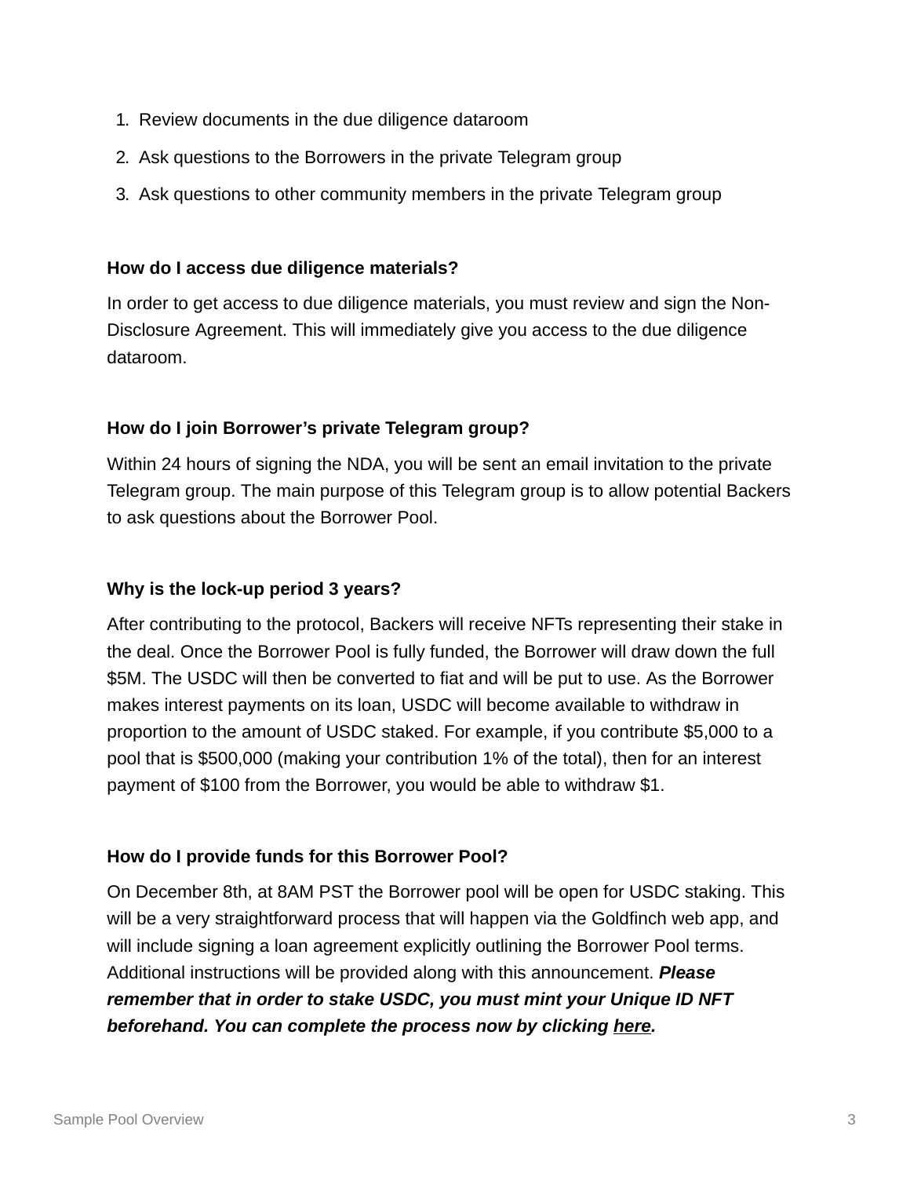1. Review documents in the due diligence dataroom
2. Ask questions to the Borrowers in the private Telegram group
3. Ask questions to other community members in the private Telegram group

**How do I access due diligence materials?**

In order to get access to due diligence materials, you must review and sign the Non-Disclosure Agreement. This will immediately give you access to the due diligence dataroom.

**How do I join Borrower's private Telegram group?**

Within 24 hours of signing the NDA, you will be sent an email invitation to the private Telegram group. The main purpose of this Telegram group is to allow potential Backers to ask questions about the Borrower Pool.

**Why is the lock-up period 3 years?**

After contributing to the protocol, Backers will receive NFTs representing their stake in the deal. Once the Borrower Pool is fully funded, the Borrower will draw down the full $5M. The USDC will then be converted to fiat and will be put to use. As the Borrower makes interest payments on its loan, USDC will become available to withdraw in proportion to the amount of USDC staked. For example, if you contribute $5,000 to a pool that is $500,000 (making your contribution 1% of the total), then for an interest payment of $100 from the Borrower, you would be able to withdraw $1.

**How do I provide funds for this Borrower Pool?**

On December 8th, at 8AM PST the Borrower pool will be open for USDC staking. This will be a very straightforward process that will happen via the Goldfinch web app, and will include signing a loan agreement explicitly outlining the Borrower Pool terms. Additional instructions will be provided along with this announcement. ***Please remember that in order to stake USDC, you must mint your Unique ID NFT beforehand. You can complete the process now by clicking here.***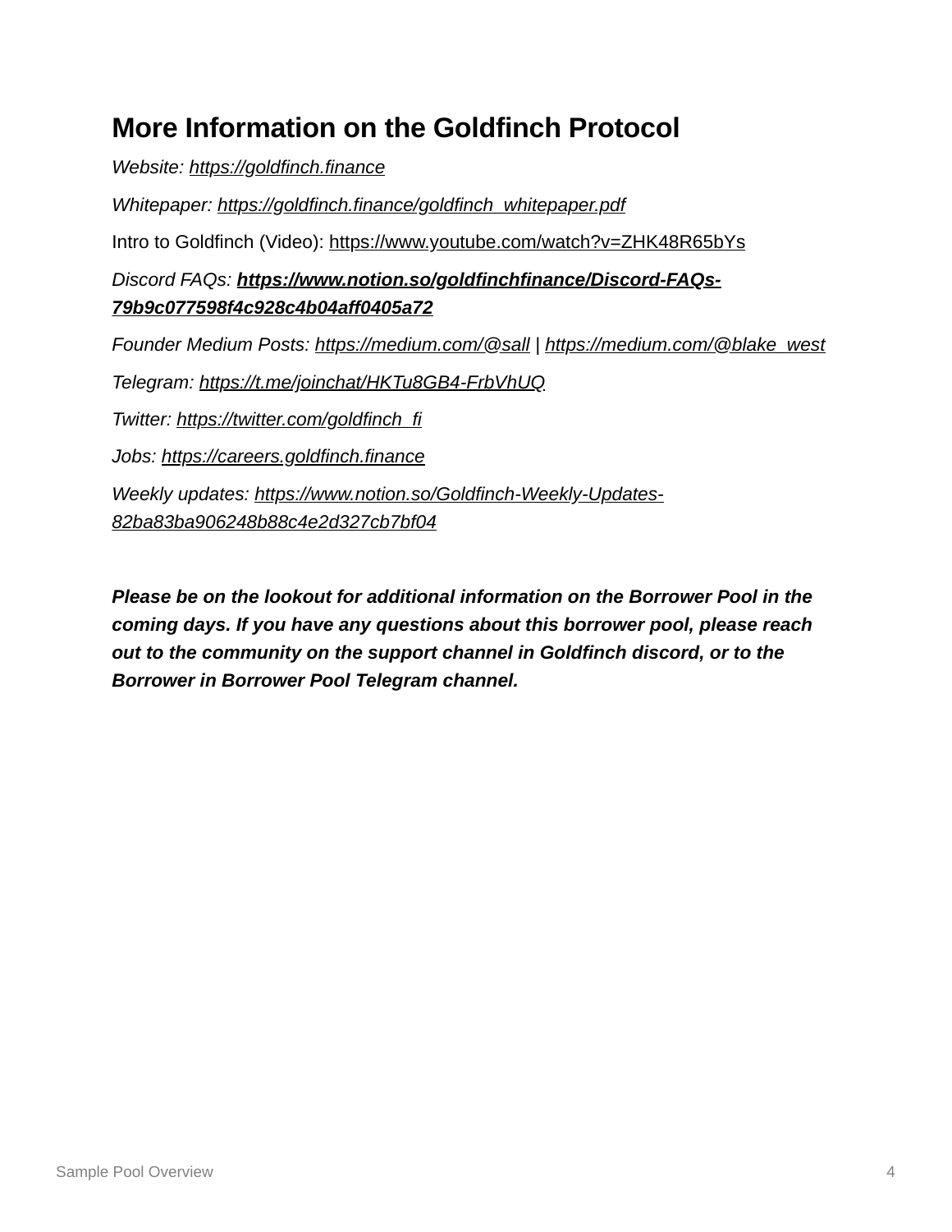## More Information on the Goldfinch Protocol

*Website: https://goldfinch.finance*

*Whitepaper: https://goldfinch.finance/goldfinch_whitepaper.pdf*

Intro to Goldfinch (Video): https://www.youtube.com/watch?v=ZHK48R65bYs

*Discord FAQs:* ***https://www.notion.so/goldfinchfinance/Discord-FAQs-79b9c077598f4c928c4b04aff0405a72***

*Founder Medium Posts: https://medium.com/@sall* | *https://medium.com/@blake_west*

*Telegram: https://t.me/joinchat/HKTu8GB4-FrbVhUQ*

*Twitter: https://twitter.com/goldfinch_fi*

*Jobs: https://careers.goldfinch.finance*

*Weekly updates: https://www.notion.so/Goldfinch-Weekly-Updates-82ba83ba906248b88c4e2d327cb7bf04*

***Please be on the lookout for additional information on the Borrower Pool in the coming days. If you have any questions about this borrower pool, please reach out to the community on the support channel in Goldfinch discord, or to the Borrower in Borrower Pool Telegram channel.***